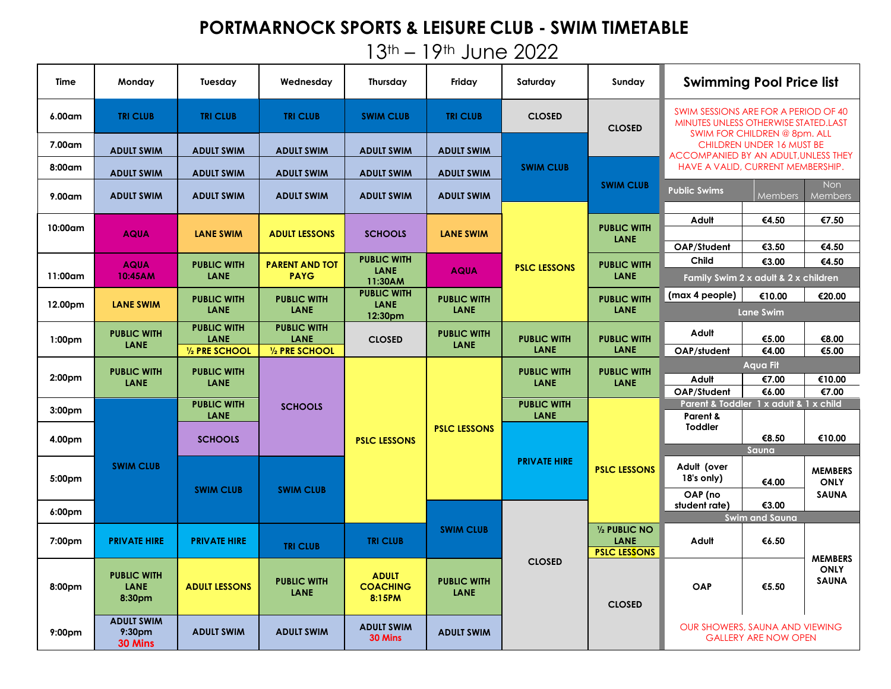# PORTMARNOCK SPORTS & LEISURE CLUB - SWIM TIMETABLE

13th – 19th June 2022

| Time | Monday | Tuesday | Wednesday | Thursday | Friday | Saturday | Sunday |
|---|---|---|---|---|---|---|---|
| 6.00am | TRI CLUB | TRI CLUB | TRI CLUB | SWIM CLUB | TRI CLUB | CLOSED | CLOSED |
| 7.00am | ADULT SWIM | ADULT SWIM | ADULT SWIM | ADULT SWIM | ADULT SWIM | SWIM CLUB | CLOSED |
| 8:00am | ADULT SWIM | ADULT SWIM | ADULT SWIM | ADULT SWIM | ADULT SWIM | SWIM CLUB | SWIM CLUB |
| 9.00am | ADULT SWIM | ADULT SWIM | ADULT SWIM | ADULT SWIM | ADULT SWIM | SWIM CLUB | SWIM CLUB |
| 10:00am | AQUA | LANE SWIM | ADULT LESSONS | SCHOOLS | LANE SWIM | PSLC LESSONS | PUBLIC WITH LANE |
| 11:00am | AQUA 10:45AM | PUBLIC WITH LANE | PARENT AND TOT PAYG | PUBLIC WITH LANE 11:30AM | AQUA | PSLC LESSONS | PUBLIC WITH LANE |
| 12.00pm | LANE SWIM | PUBLIC WITH LANE | PUBLIC WITH LANE | PUBLIC WITH LANE 12:30pm | PUBLIC WITH LANE | PSLC LESSONS | PUBLIC WITH LANE |
| 1:00pm | PUBLIC WITH LANE | PUBLIC WITH LANE / ½ PRE SCHOOL | PUBLIC WITH LANE / ½ PRE SCHOOL | CLOSED | PUBLIC WITH LANE | PUBLIC WITH LANE | PUBLIC WITH LANE |
| 2:00pm | PUBLIC WITH LANE | PUBLIC WITH LANE | SCHOOLS | PSLC LESSONS | PSLC LESSONS | PUBLIC WITH LANE | PUBLIC WITH LANE |
| 3:00pm | SWIM CLUB | PUBLIC WITH LANE | SCHOOLS | PSLC LESSONS | PSLC LESSONS | PUBLIC WITH LANE | PSLC LESSONS |
| 4.00pm | SWIM CLUB | SCHOOLS | SCHOOLS | PSLC LESSONS | PSLC LESSONS | PRIVATE HIRE | PSLC LESSONS |
| 5:00pm | SWIM CLUB | SWIM CLUB | SWIM CLUB | PSLC LESSONS | PSLC LESSONS | PRIVATE HIRE | PSLC LESSONS |
| 6:00pm | SWIM CLUB | SWIM CLUB | SWIM CLUB | PSLC LESSONS | SWIM CLUB | CLOSED | PSLC LESSONS |
| 7:00pm | PRIVATE HIRE | PRIVATE HIRE | TRI CLUB | TRI CLUB | SWIM CLUB | CLOSED | ½ PUBLIC NO LANE / PSLC LESSONS |
| 8:00pm | PUBLIC WITH LANE 8:30pm | ADULT LESSONS | PUBLIC WITH LANE | ADULT COACHING 8:15PM | PUBLIC WITH LANE | CLOSED | CLOSED |
| 9:00pm | ADULT SWIM 9:30pm 30 Mins | ADULT SWIM | ADULT SWIM | ADULT SWIM 30 Mins | ADULT SWIM | CLOSED | CLOSED |

## Swimming Pool Price list

SWIM SESSIONS ARE FOR A PERIOD OF 40 MINUTES UNLESS OTHERWISE STATED.LAST SWIM FOR CHILDREN @ 8pm. ALL CHILDREN UNDER 16 MUST BE ACCOMPANIED BY AN ADULT,UNLESS THEY HAVE A VALID, CURRENT MEMBERSHIP.

| Public Swims | Members | Non Members |
|---|---|---|
| Adult | €4.50 | €7.50 |
| OAP/Student | €3.50 | €4.50 |
| Child | €3.00 | €4.50 |
| **Family Swim 2 x adult & 2 x children** | | |
| (max 4 people) | €10.00 | €20.00 |
| **Lane Swim** | | |
| Adult | €5.00 | €8.00 |
| OAP/student | €4.00 | €5.00 |
| **Aqua Fit** | | |
| Adult | €7.00 | €10.00 |
| OAP/Student | €6.00 | €7.00 |
| **Parent & Toddler 1 x adult & 1 x child** | | |
| Parent & Toddler | €8.50 | €10.00 |
| **Sauna** | | |
| Adult (over 18's only) | €4.00 | MEMBERS ONLY SAUNA |
| OAP (no student rate) | €3.00 | MEMBERS ONLY SAUNA |
| **Swim and Sauna** | | |
| Adult | €6.50 | MEMBERS ONLY SAUNA |
| OAP | €5.50 | MEMBERS ONLY SAUNA |

OUR SHOWERS, SAUNA AND VIEWING GALLERY ARE NOW OPEN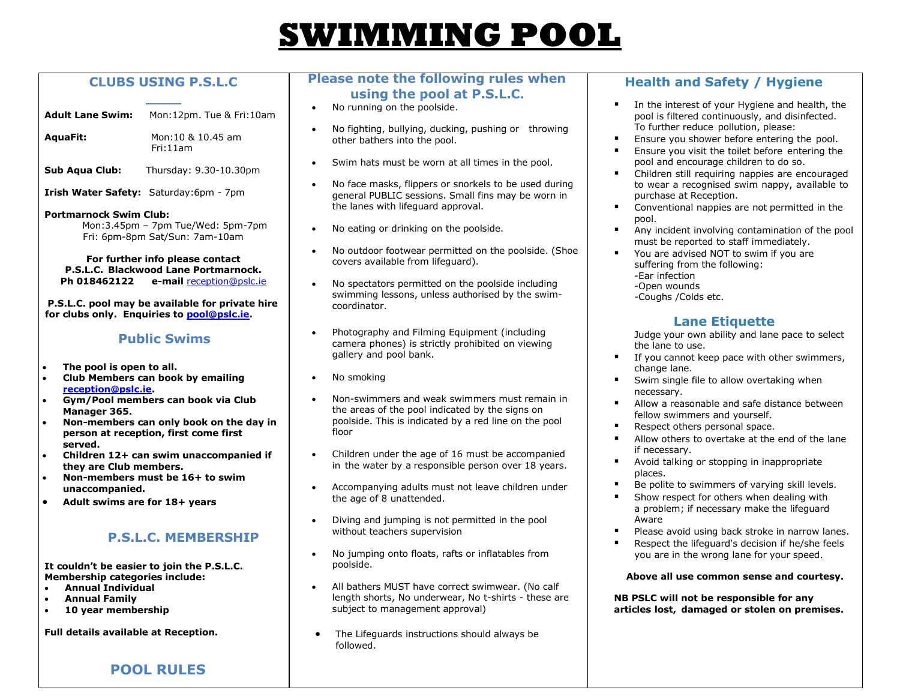# SWIMMING POOL

## CLUBS USING P.S.L.C

**Adult Lane Swim:** Mon:12pm. Tue & Fri:10am

**AquaFit:** Mon:10 & 10.45 am
Fri:11am

**Sub Aqua Club:** Thursday: 9.30-10.30pm

**Irish Water Safety:** Saturday:6pm - 7pm

**Portmarnock Swim Club:**
Mon:3.45pm – 7pm Tue/Wed: 5pm-7pm
Fri: 6pm-8pm Sat/Sun: 7am-10am

**For further info please contact**
**P.S.L.C. Blackwood Lane Portmarnock.**
**Ph 018462122 e-mail** reception@pslc.ie

**P.S.L.C. pool may be available for private hire for clubs only. Enquiries to pool@pslc.ie.**

## Public Swims

- **The pool is open to all.**
- **Club Members can book by emailing reception@pslc.ie.**
- **Gym/Pool members can book via Club Manager 365.**
- **Non-members can only book on the day in person at reception, first come first served.**
- **Children 12+ can swim unaccompanied if they are Club members.**
- **Non-members must be 16+ to swim unaccompanied.**
- **Adult swims are for 18+ years**

## P.S.L.C. MEMBERSHIP

**It couldn't be easier to join the P.S.L.C. Membership categories include:**

- **Annual Individual**
- **Annual Family**
- **10 year membership**

**Full details available at Reception.**

## POOL RULES

### Please note the following rules when using the pool at P.S.L.C.

- No running on the poolside.
- No fighting, bullying, ducking, pushing or throwing other bathers into the pool.
- Swim hats must be worn at all times in the pool.
- No face masks, flippers or snorkels to be used during general PUBLIC sessions. Small fins may be worn in the lanes with lifeguard approval.
- No eating or drinking on the poolside.
- No outdoor footwear permitted on the poolside. (Shoe covers available from lifeguard).
- No spectators permitted on the poolside including swimming lessons, unless authorised by the swim-coordinator.
- Photography and Filming Equipment (including camera phones) is strictly prohibited on viewing gallery and pool bank.
- No smoking
- Non-swimmers and weak swimmers must remain in the areas of the pool indicated by the signs on poolside. This is indicated by a red line on the pool floor
- Children under the age of 16 must be accompanied in the water by a responsible person over 18 years.
- Accompanying adults must not leave children under the age of 8 unattended.
- Diving and jumping is not permitted in the pool without teachers supervision
- No jumping onto floats, rafts or inflatables from poolside.
- All bathers MUST have correct swimwear. (No calf length shorts, No underwear, No t-shirts - these are subject to management approval)
- The Lifeguards instructions should always be followed.

## Health and Safety / Hygiene

- In the interest of your Hygiene and health, the pool is filtered continuously, and disinfected. To further reduce pollution, please:
- Ensure you shower before entering the pool.
- Ensure you visit the toilet before entering the pool and encourage children to do so.
- Children still requiring nappies are encouraged to wear a recognised swim nappy, available to purchase at Reception.
- Conventional nappies are not permitted in the pool.
- Any incident involving contamination of the pool must be reported to staff immediately.
- You are advised NOT to swim if you are suffering from the following:
  -Ear infection
  -Open wounds
  -Coughs /Colds etc.

## Lane Etiquette

Judge your own ability and lane pace to select the lane to use.

- If you cannot keep pace with other swimmers, change lane.
- Swim single file to allow overtaking when necessary.
- Allow a reasonable and safe distance between fellow swimmers and yourself.
- Respect others personal space.
- Allow others to overtake at the end of the lane if necessary.
- Avoid talking or stopping in inappropriate places.
- Be polite to swimmers of varying skill levels.
- Show respect for others when dealing with a problem; if necessary make the lifeguard Aware
- Please avoid using back stroke in narrow lanes.
- Respect the lifeguard's decision if he/she feels you are in the wrong lane for your speed.

**Above all use common sense and courtesy.**

**NB PSLC will not be responsible for any articles lost, damaged or stolen on premises.**